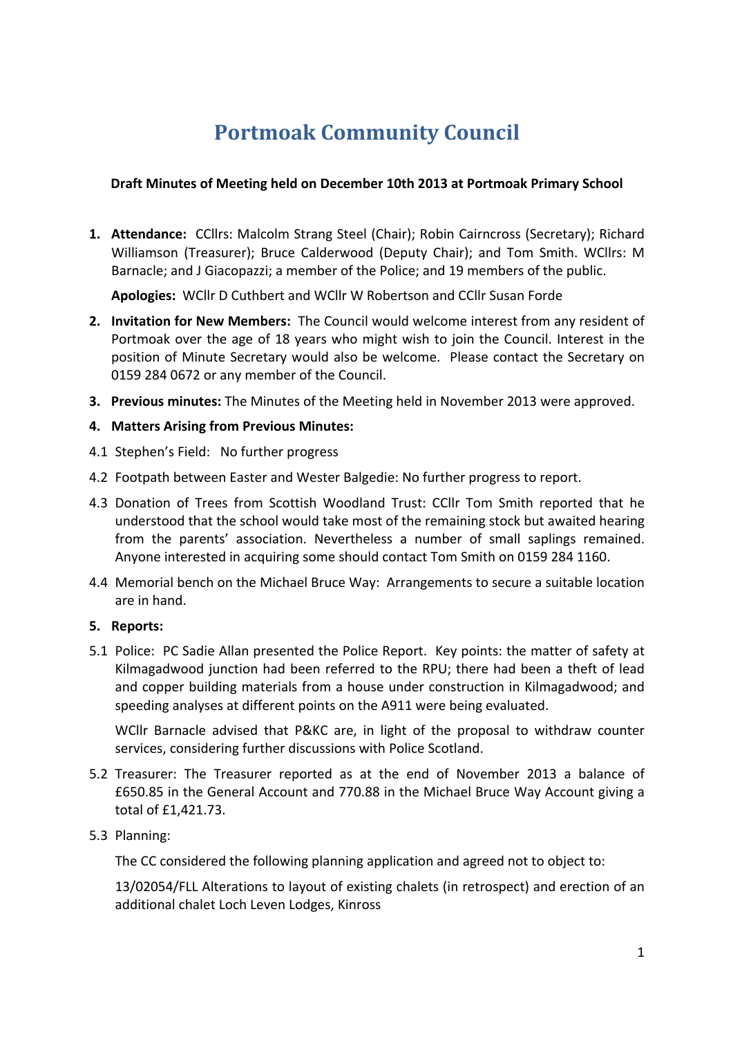# Portmoak Community Council

**Draft Minutes of Meeting held on December 10th 2013 at Portmoak Primary School**

1. **Attendance:** CCllrs: Malcolm Strang Steel (Chair); Robin Cairncross (Secretary); Richard Williamson (Treasurer); Bruce Calderwood (Deputy Chair); and Tom Smith. WCllrs: M Barnacle; and J Giacopazzi; a member of the Police; and 19 members of the public.

   **Apologies:** WCllr D Cuthbert and WCllr W Robertson and CCllr Susan Forde

2. **Invitation for New Members:** The Council would welcome interest from any resident of Portmoak over the age of 18 years who might wish to join the Council. Interest in the position of Minute Secretary would also be welcome. Please contact the Secretary on 0159 284 0672 or any member of the Council.

3. **Previous minutes:** The Minutes of the Meeting held in November 2013 were approved.

4. **Matters Arising from Previous Minutes:**

4.1 Stephen's Field: No further progress

4.2 Footpath between Easter and Wester Balgedie: No further progress to report.

4.3 Donation of Trees from Scottish Woodland Trust: CCllr Tom Smith reported that he understood that the school would take most of the remaining stock but awaited hearing from the parents' association. Nevertheless a number of small saplings remained. Anyone interested in acquiring some should contact Tom Smith on 0159 284 1160.

4.4 Memorial bench on the Michael Bruce Way: Arrangements to secure a suitable location are in hand.

5. **Reports:**

5.1 Police: PC Sadie Allan presented the Police Report. Key points: the matter of safety at Kilmagadwood junction had been referred to the RPU; there had been a theft of lead and copper building materials from a house under construction in Kilmagadwood; and speeding analyses at different points on the A911 were being evaluated.

   WCllr Barnacle advised that P&KC are, in light of the proposal to withdraw counter services, considering further discussions with Police Scotland.

5.2 Treasurer: The Treasurer reported as at the end of November 2013 a balance of £650.85 in the General Account and 770.88 in the Michael Bruce Way Account giving a total of £1,421.73.

5.3 Planning:

   The CC considered the following planning application and agreed not to object to:

   13/02054/FLL Alterations to layout of existing chalets (in retrospect) and erection of an additional chalet Loch Leven Lodges, Kinross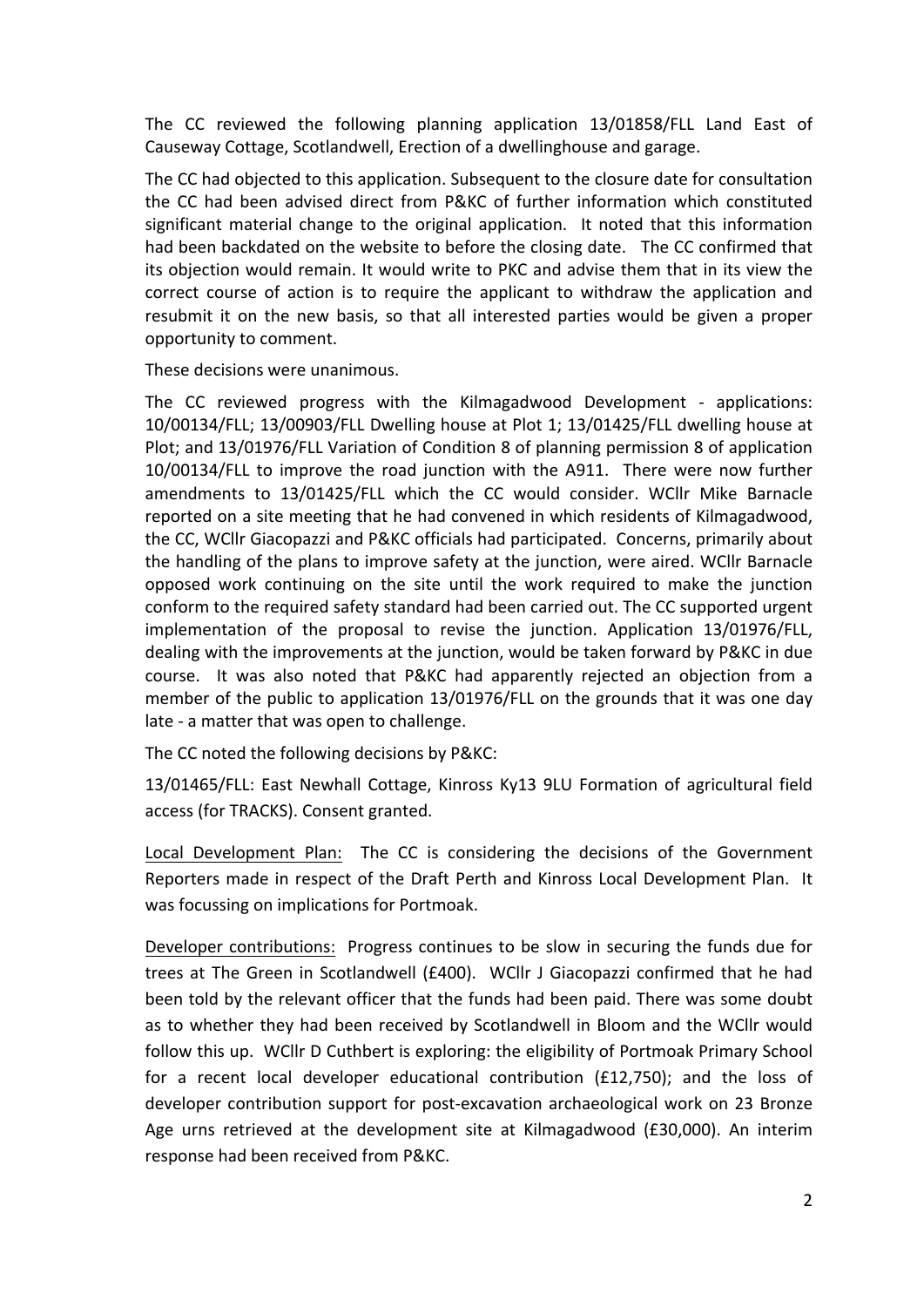The CC reviewed the following planning application 13/01858/FLL Land East of Causeway Cottage, Scotlandwell, Erection of a dwellinghouse and garage.

The CC had objected to this application. Subsequent to the closure date for consultation the CC had been advised direct from P&KC of further information which constituted significant material change to the original application. It noted that this information had been backdated on the website to before the closing date. The CC confirmed that its objection would remain. It would write to PKC and advise them that in its view the correct course of action is to require the applicant to withdraw the application and resubmit it on the new basis, so that all interested parties would be given a proper opportunity to comment.

These decisions were unanimous.

The CC reviewed progress with the Kilmagadwood Development - applications: 10/00134/FLL; 13/00903/FLL Dwelling house at Plot 1; 13/01425/FLL dwelling house at Plot; and 13/01976/FLL Variation of Condition 8 of planning permission 8 of application 10/00134/FLL to improve the road junction with the A911. There were now further amendments to 13/01425/FLL which the CC would consider. WCllr Mike Barnacle reported on a site meeting that he had convened in which residents of Kilmagadwood, the CC, WCllr Giacopazzi and P&KC officials had participated. Concerns, primarily about the handling of the plans to improve safety at the junction, were aired. WCllr Barnacle opposed work continuing on the site until the work required to make the junction conform to the required safety standard had been carried out. The CC supported urgent implementation of the proposal to revise the junction. Application 13/01976/FLL, dealing with the improvements at the junction, would be taken forward by P&KC in due course. It was also noted that P&KC had apparently rejected an objection from a member of the public to application 13/01976/FLL on the grounds that it was one day late - a matter that was open to challenge.

The CC noted the following decisions by P&KC:

13/01465/FLL: East Newhall Cottage, Kinross Ky13 9LU Formation of agricultural field access (for TRACKS). Consent granted.

Local Development Plan: The CC is considering the decisions of the Government Reporters made in respect of the Draft Perth and Kinross Local Development Plan. It was focussing on implications for Portmoak.

Developer contributions: Progress continues to be slow in securing the funds due for trees at The Green in Scotlandwell (£400). WCllr J Giacopazzi confirmed that he had been told by the relevant officer that the funds had been paid. There was some doubt as to whether they had been received by Scotlandwell in Bloom and the WCllr would follow this up. WCllr D Cuthbert is exploring: the eligibility of Portmoak Primary School for a recent local developer educational contribution (£12,750); and the loss of developer contribution support for post-excavation archaeological work on 23 Bronze Age urns retrieved at the development site at Kilmagadwood (£30,000). An interim response had been received from P&KC.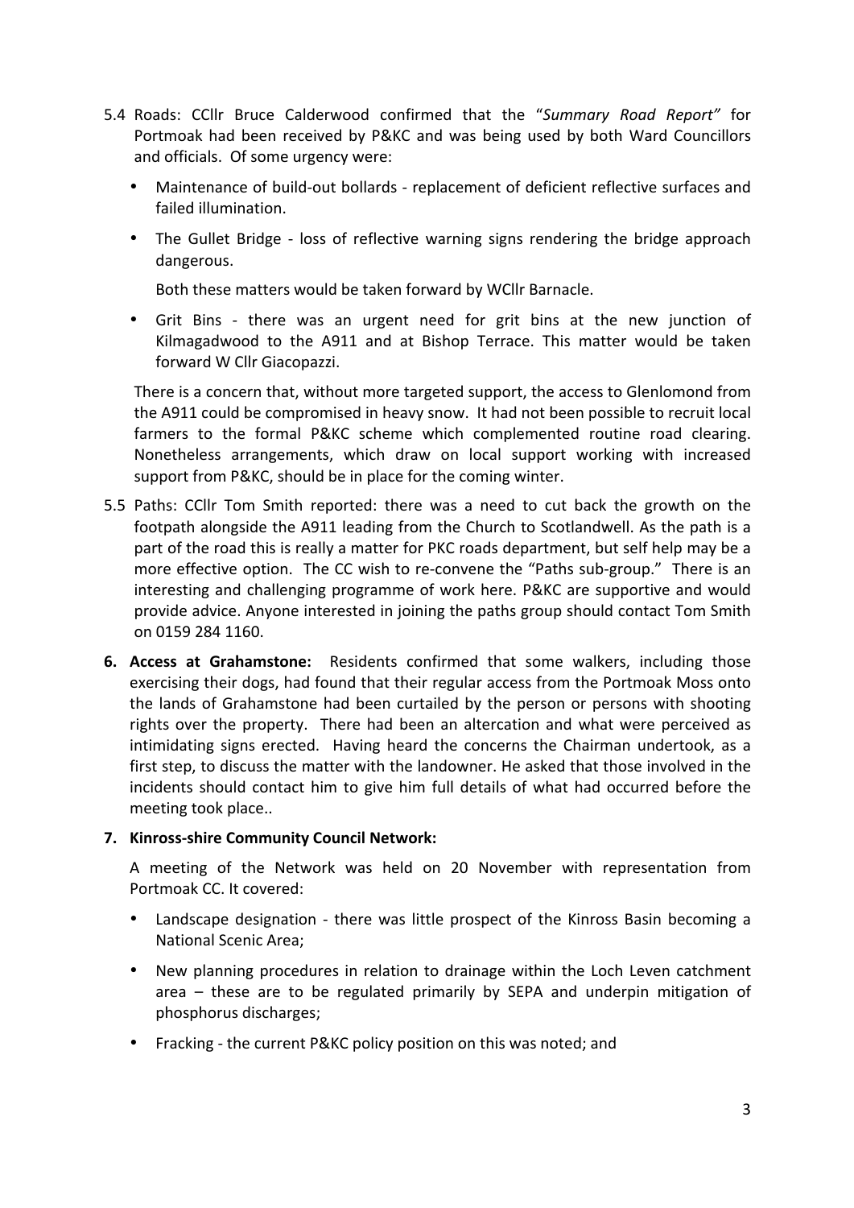5.4 Roads: CCllr Bruce Calderwood confirmed that the "*Summary Road Report"* for Portmoak had been received by P&KC and was being used by both Ward Councillors and officials. Of some urgency were:

   - Maintenance of build-out bollards - replacement of deficient reflective surfaces and failed illumination.
   - The Gullet Bridge - loss of reflective warning signs rendering the bridge approach dangerous.

     Both these matters would be taken forward by WCllr Barnacle.

   - Grit Bins - there was an urgent need for grit bins at the new junction of Kilmagadwood to the A911 and at Bishop Terrace. This matter would be taken forward W Cllr Giacopazzi.

   There is a concern that, without more targeted support, the access to Glenlomond from the A911 could be compromised in heavy snow. It had not been possible to recruit local farmers to the formal P&KC scheme which complemented routine road clearing. Nonetheless arrangements, which draw on local support working with increased support from P&KC, should be in place for the coming winter.

5.5 Paths: CCllr Tom Smith reported: there was a need to cut back the growth on the footpath alongside the A911 leading from the Church to Scotlandwell. As the path is a part of the road this is really a matter for PKC roads department, but self help may be a more effective option. The CC wish to re-convene the "Paths sub-group." There is an interesting and challenging programme of work here. P&KC are supportive and would provide advice. Anyone interested in joining the paths group should contact Tom Smith on 0159 284 1160.

**6. Access at Grahamstone:** Residents confirmed that some walkers, including those exercising their dogs, had found that their regular access from the Portmoak Moss onto the lands of Grahamstone had been curtailed by the person or persons with shooting rights over the property. There had been an altercation and what were perceived as intimidating signs erected. Having heard the concerns the Chairman undertook, as a first step, to discuss the matter with the landowner. He asked that those involved in the incidents should contact him to give him full details of what had occurred before the meeting took place..

**7. Kinross-shire Community Council Network:**

A meeting of the Network was held on 20 November with representation from Portmoak CC. It covered:

- Landscape designation - there was little prospect of the Kinross Basin becoming a National Scenic Area;
- New planning procedures in relation to drainage within the Loch Leven catchment area – these are to be regulated primarily by SEPA and underpin mitigation of phosphorus discharges;
- Fracking - the current P&KC policy position on this was noted; and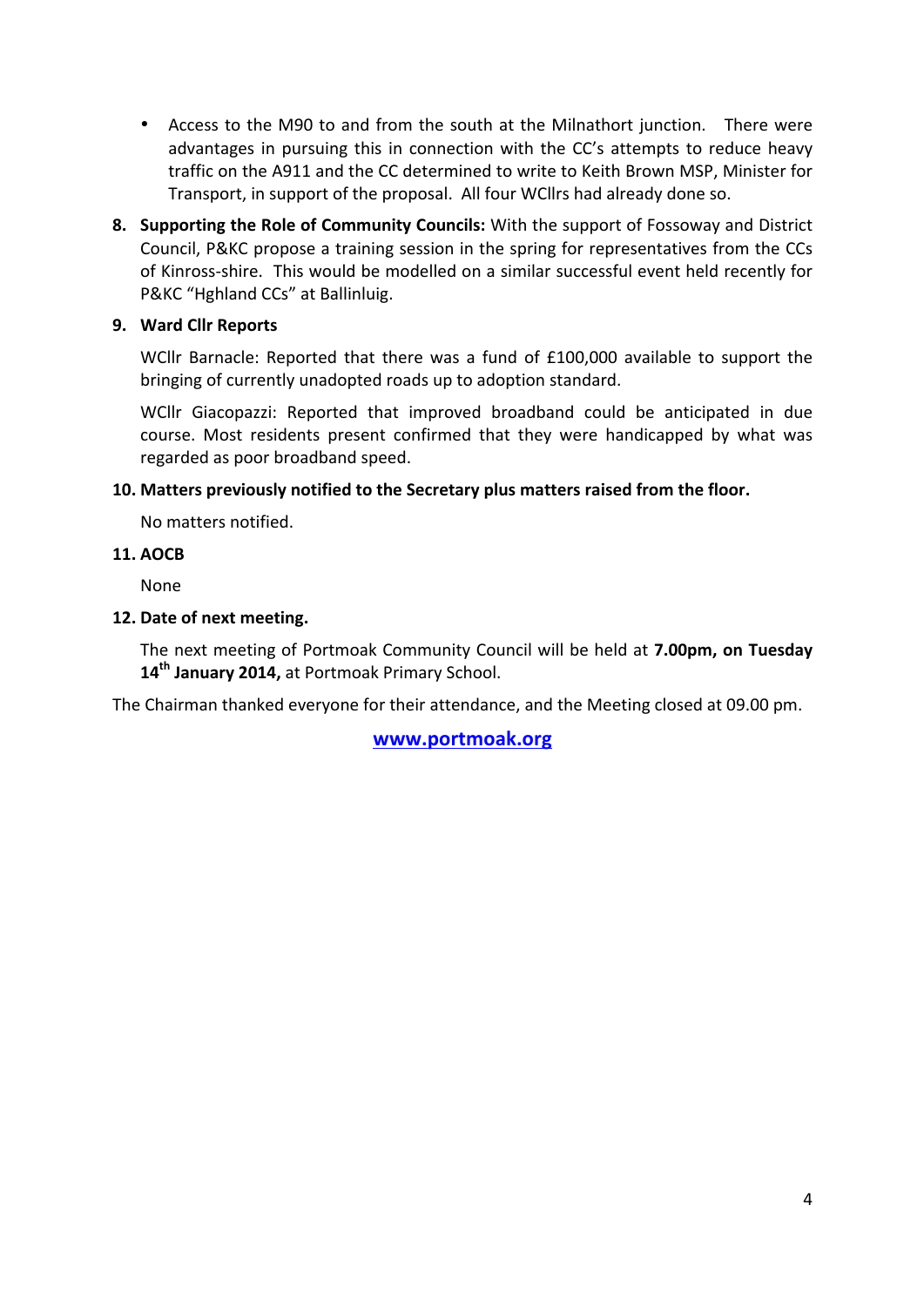- Access to the M90 to and from the south at the Milnathort junction. There were advantages in pursuing this in connection with the CC's attempts to reduce heavy traffic on the A911 and the CC determined to write to Keith Brown MSP, Minister for Transport, in support of the proposal. All four WCllrs had already done so.

8. **Supporting the Role of Community Councils:** With the support of Fossoway and District Council, P&KC propose a training session in the spring for representatives from the CCs of Kinross-shire. This would be modelled on a similar successful event held recently for P&KC "Hghland CCs" at Ballinluig.

9. **Ward Cllr Reports**

   WCllr Barnacle: Reported that there was a fund of £100,000 available to support the bringing of currently unadopted roads up to adoption standard.

   WCllr Giacopazzi: Reported that improved broadband could be anticipated in due course. Most residents present confirmed that they were handicapped by what was regarded as poor broadband speed.

10. **Matters previously notified to the Secretary plus matters raised from the floor.**

    No matters notified.

11. **AOCB**

    None

12. **Date of next meeting.**

    The next meeting of Portmoak Community Council will be held at **7.00pm, on Tuesday 14th January 2014,** at Portmoak Primary School.

The Chairman thanked everyone for their attendance, and the Meeting closed at 09.00 pm.

**www.portmoak.org**